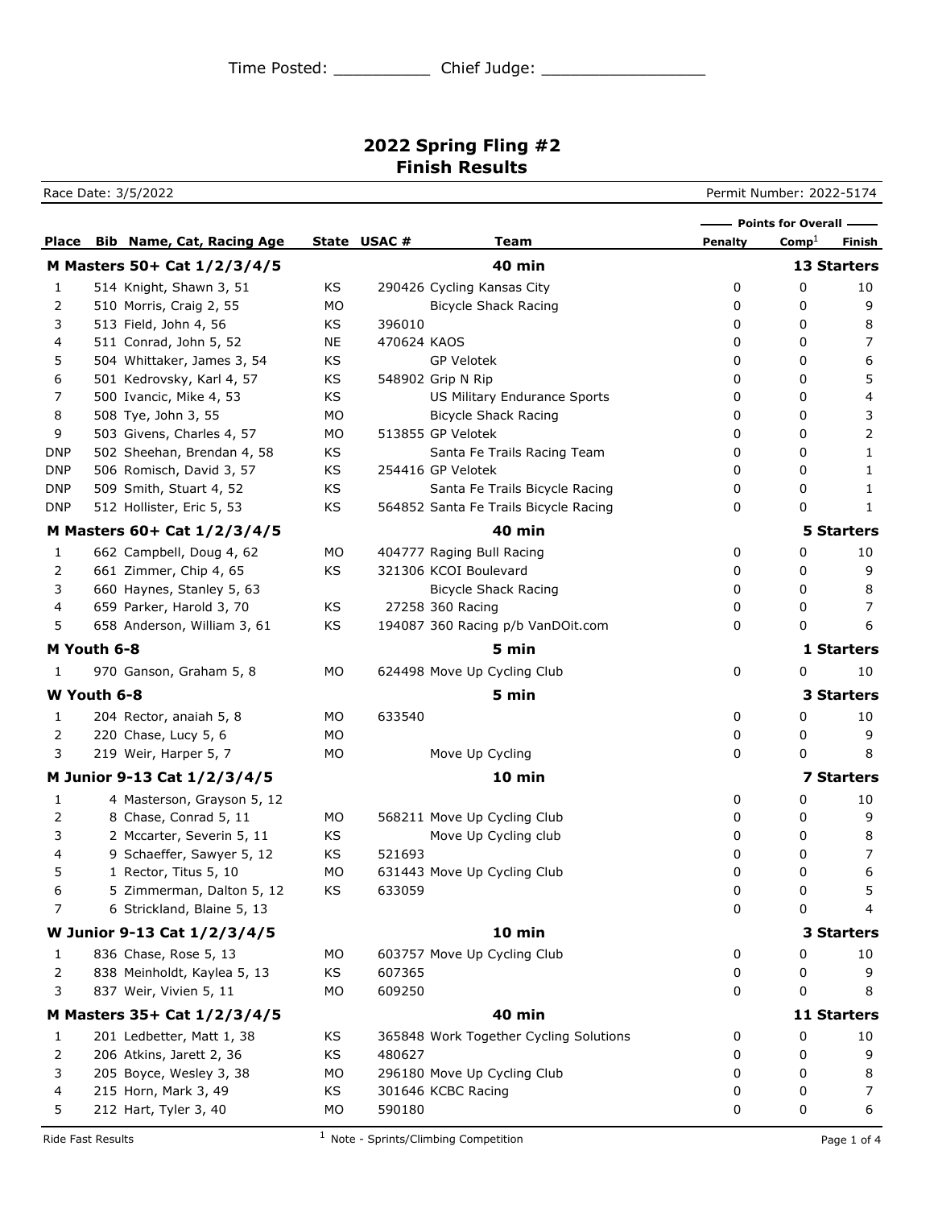Time Posted: __________ Chief Judge: _________________

# 2022 Spring Fling #2
## Finish Results

Race Date: 3/5/2022 | Permit Number: 2022-5174

| Place | Bib | Name, Cat, Racing Age | State | USAC # | Team | Penalty | Comp[1] | Finish |
|---|---|---|---|---|---|---|---|---|
| | | | | | | Points for Overall | | |
| **M Masters 50+ Cat 1/2/3/4/5** | | | | | **40 min** | | | **13 Starters** |
| 1 | 514 | Knight, Shawn 3, 51 | KS | 290426 | Cycling Kansas City | 0 | 0 | 10 |
| 2 | 510 | Morris, Craig 2, 55 | MO | | Bicycle Shack Racing | 0 | 0 | 9 |
| 3 | 513 | Field, John 4, 56 | KS | 396010 | | 0 | 0 | 8 |
| 4 | 511 | Conrad, John 5, 52 | NE | 470624 | KAOS | 0 | 0 | 7 |
| 5 | 504 | Whittaker, James 3, 54 | KS | | GP Velotek | 0 | 0 | 6 |
| 6 | 501 | Kedrovsky, Karl 4, 57 | KS | 548902 | Grip N Rip | 0 | 0 | 5 |
| 7 | 500 | Ivancic, Mike 4, 53 | KS | | US Military Endurance Sports | 0 | 0 | 4 |
| 8 | 508 | Tye, John 3, 55 | MO | | Bicycle Shack Racing | 0 | 0 | 3 |
| 9 | 503 | Givens, Charles 4, 57 | MO | 513855 | GP Velotek | 0 | 0 | 2 |
| DNP | 502 | Sheehan, Brendan 4, 58 | KS | | Santa Fe Trails Racing Team | 0 | 0 | 1 |
| DNP | 506 | Romisch, David 3, 57 | KS | 254416 | GP Velotek | 0 | 0 | 1 |
| DNP | 509 | Smith, Stuart 4, 52 | KS | | Santa Fe Trails Bicycle Racing | 0 | 0 | 1 |
| DNP | 512 | Hollister, Eric 5, 53 | KS | 564852 | Santa Fe Trails Bicycle Racing | 0 | 0 | 1 |
| **M Masters 60+ Cat 1/2/3/4/5** | | | | | **40 min** | | | **5 Starters** |
| 1 | 662 | Campbell, Doug 4, 62 | MO | 404777 | Raging Bull Racing | 0 | 0 | 10 |
| 2 | 661 | Zimmer, Chip 4, 65 | KS | 321306 | KCOI Boulevard | 0 | 0 | 9 |
| 3 | 660 | Haynes, Stanley 5, 63 | | | Bicycle Shack Racing | 0 | 0 | 8 |
| 4 | 659 | Parker, Harold 3, 70 | KS | 27258 | 360 Racing | 0 | 0 | 7 |
| 5 | 658 | Anderson, William 3, 61 | KS | 194087 | 360 Racing p/b VanDOit.com | 0 | 0 | 6 |
| **M Youth 6-8** | | | | | **5 min** | | | **1 Starters** |
| 1 | 970 | Ganson, Graham 5, 8 | MO | 624498 | Move Up Cycling Club | 0 | 0 | 10 |
| **W Youth 6-8** | | | | | **5 min** | | | **3 Starters** |
| 1 | 204 | Rector, anaiah 5, 8 | MO | 633540 | | 0 | 0 | 10 |
| 2 | 220 | Chase, Lucy 5, 6 | MO | | | 0 | 0 | 9 |
| 3 | 219 | Weir, Harper 5, 7 | MO | | Move Up Cycling | 0 | 0 | 8 |
| **M Junior 9-13 Cat 1/2/3/4/5** | | | | | **10 min** | | | **7 Starters** |
| 1 | 4 | Masterson, Grayson 5, 12 | | | | 0 | 0 | 10 |
| 2 | 8 | Chase, Conrad 5, 11 | MO | 568211 | Move Up Cycling Club | 0 | 0 | 9 |
| 3 | 2 | Mccarter, Severin 5, 11 | KS | | Move Up Cycling club | 0 | 0 | 8 |
| 4 | 9 | Schaeffer, Sawyer 5, 12 | KS | 521693 | | 0 | 0 | 7 |
| 5 | 1 | Rector, Titus 5, 10 | MO | 631443 | Move Up Cycling Club | 0 | 0 | 6 |
| 6 | 5 | Zimmerman, Dalton 5, 12 | KS | 633059 | | 0 | 0 | 5 |
| 7 | 6 | Strickland, Blaine 5, 13 | | | | 0 | 0 | 4 |
| **W Junior 9-13 Cat 1/2/3/4/5** | | | | | **10 min** | | | **3 Starters** |
| 1 | 836 | Chase, Rose 5, 13 | MO | 603757 | Move Up Cycling Club | 0 | 0 | 10 |
| 2 | 838 | Meinholdt, Kaylea 5, 13 | KS | 607365 | | 0 | 0 | 9 |
| 3 | 837 | Weir, Vivien 5, 11 | MO | 609250 | | 0 | 0 | 8 |
| **M Masters 35+ Cat 1/2/3/4/5** | | | | | **40 min** | | | **11 Starters** |
| 1 | 201 | Ledbetter, Matt 1, 38 | KS | 365848 | Work Together Cycling Solutions | 0 | 0 | 10 |
| 2 | 206 | Atkins, Jarett 2, 36 | KS | 480627 | | 0 | 0 | 9 |
| 3 | 205 | Boyce, Wesley 3, 38 | MO | 296180 | Move Up Cycling Club | 0 | 0 | 8 |
| 4 | 215 | Horn, Mark 3, 49 | KS | 301646 | KCBC Racing | 0 | 0 | 7 |
| 5 | 212 | Hart, Tyler 3, 40 | MO | 590180 | | 0 | 0 | 6 |

Ride Fast Results

[1] Note - Sprints/Climbing Competition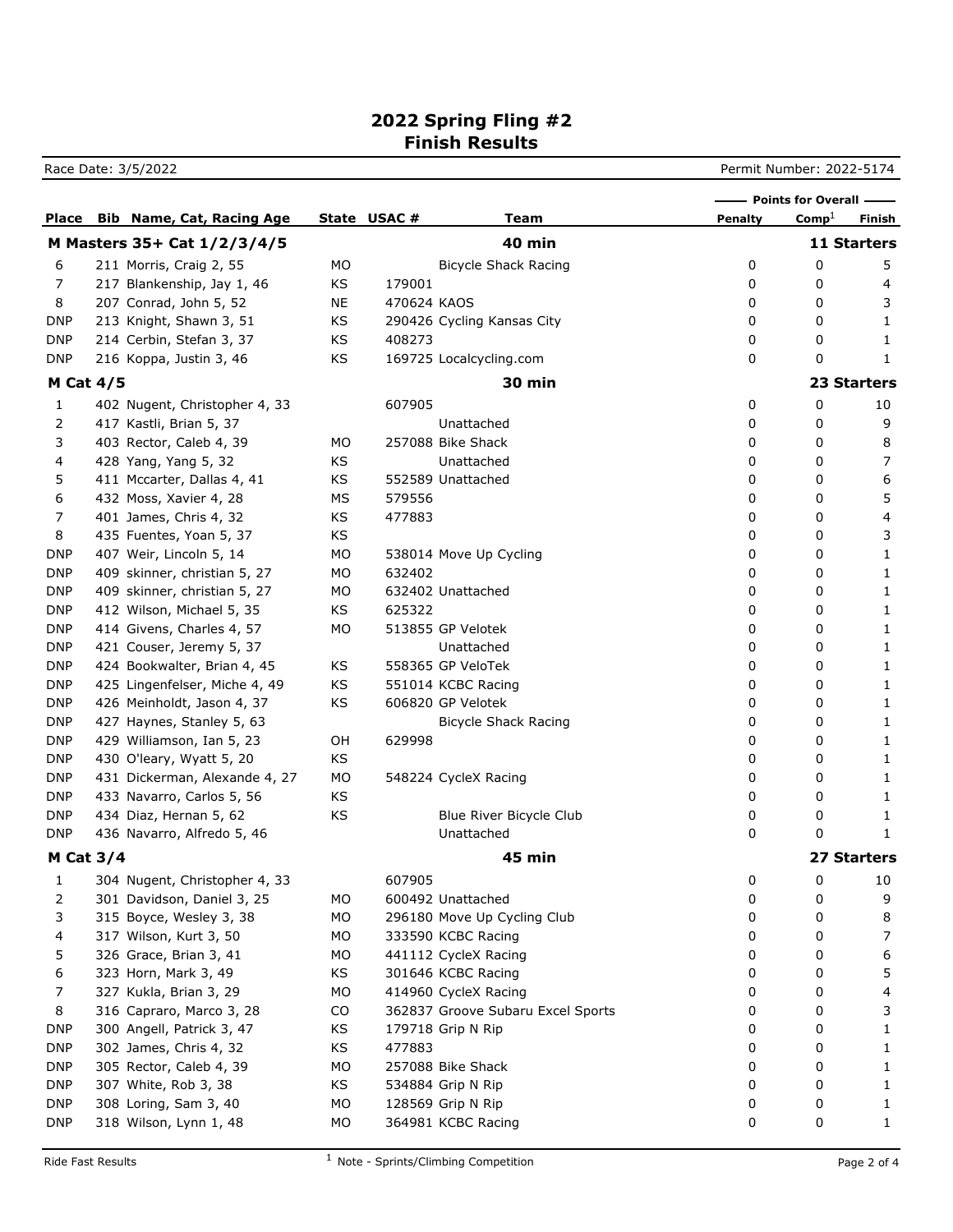# 2022 Spring Fling #2
## Finish Results

Race Date: 3/5/2022 | Permit Number: 2022-5174

| Place | Bib | Name, Cat, Racing Age | State | USAC # | Team | Penalty | Comp[1] | Finish |
|---|---|---|---|---|---|---|---|---|
| | | | | | | Points for Overall | | |
| **M Masters 35+ Cat 1/2/3/4/5** | | | | | **40 min** | | | **11 Starters** |
| 6 | 211 | Morris, Craig 2, 55 | MO | | Bicycle Shack Racing | 0 | 0 | 5 |
| 7 | 217 | Blankenship, Jay 1, 46 | KS | 179001 | | 0 | 0 | 4 |
| 8 | 207 | Conrad, John 5, 52 | NE | 470624 | KAOS | 0 | 0 | 3 |
| DNP | 213 | Knight, Shawn 3, 51 | KS | 290426 | Cycling Kansas City | 0 | 0 | 1 |
| DNP | 214 | Cerbin, Stefan 3, 37 | KS | 408273 | | 0 | 0 | 1 |
| DNP | 216 | Koppa, Justin 3, 46 | KS | 169725 | Localcycling.com | 0 | 0 | 1 |
| **M Cat 4/5** | | | | | **30 min** | | | **23 Starters** |
| 1 | 402 | Nugent, Christopher 4, 33 | | 607905 | | 0 | 0 | 10 |
| 2 | 417 | Kastli, Brian 5, 37 | | | Unattached | 0 | 0 | 9 |
| 3 | 403 | Rector, Caleb 4, 39 | MO | 257088 | Bike Shack | 0 | 0 | 8 |
| 4 | 428 | Yang, Yang 5, 32 | KS | | Unattached | 0 | 0 | 7 |
| 5 | 411 | Mccarter, Dallas 4, 41 | KS | 552589 | Unattached | 0 | 0 | 6 |
| 6 | 432 | Moss, Xavier 4, 28 | MS | 579556 | | 0 | 0 | 5 |
| 7 | 401 | James, Chris 4, 32 | KS | 477883 | | 0 | 0 | 4 |
| 8 | 435 | Fuentes, Yoan 5, 37 | KS | | | 0 | 0 | 3 |
| DNP | 407 | Weir, Lincoln 5, 14 | MO | 538014 | Move Up Cycling | 0 | 0 | 1 |
| DNP | 409 | skinner, christian 5, 27 | MO | 632402 | | 0 | 0 | 1 |
| DNP | 409 | skinner, christian 5, 27 | MO | 632402 | Unattached | 0 | 0 | 1 |
| DNP | 412 | Wilson, Michael 5, 35 | KS | 625322 | | 0 | 0 | 1 |
| DNP | 414 | Givens, Charles 4, 57 | MO | 513855 | GP Velotek | 0 | 0 | 1 |
| DNP | 421 | Couser, Jeremy 5, 37 | | | Unattached | 0 | 0 | 1 |
| DNP | 424 | Bookwalter, Brian 4, 45 | KS | 558365 | GP VeloTek | 0 | 0 | 1 |
| DNP | 425 | Lingenfelser, Miche 4, 49 | KS | 551014 | KCBC Racing | 0 | 0 | 1 |
| DNP | 426 | Meinholdt, Jason 4, 37 | KS | 606820 | GP Velotek | 0 | 0 | 1 |
| DNP | 427 | Haynes, Stanley 5, 63 | | | Bicycle Shack Racing | 0 | 0 | 1 |
| DNP | 429 | Williamson, Ian 5, 23 | OH | 629998 | | 0 | 0 | 1 |
| DNP | 430 | O'leary, Wyatt 5, 20 | KS | | | 0 | 0 | 1 |
| DNP | 431 | Dickerman, Alexande 4, 27 | MO | 548224 | CycleX Racing | 0 | 0 | 1 |
| DNP | 433 | Navarro, Carlos 5, 56 | KS | | | 0 | 0 | 1 |
| DNP | 434 | Diaz, Hernan 5, 62 | KS | | Blue River Bicycle Club | 0 | 0 | 1 |
| DNP | 436 | Navarro, Alfredo 5, 46 | | | Unattached | 0 | 0 | 1 |
| **M Cat 3/4** | | | | | **45 min** | | | **27 Starters** |
| 1 | 304 | Nugent, Christopher 4, 33 | | 607905 | | 0 | 0 | 10 |
| 2 | 301 | Davidson, Daniel 3, 25 | MO | 600492 | Unattached | 0 | 0 | 9 |
| 3 | 315 | Boyce, Wesley 3, 38 | MO | 296180 | Move Up Cycling Club | 0 | 0 | 8 |
| 4 | 317 | Wilson, Kurt 3, 50 | MO | 333590 | KCBC Racing | 0 | 0 | 7 |
| 5 | 326 | Grace, Brian 3, 41 | MO | 441112 | CycleX Racing | 0 | 0 | 6 |
| 6 | 323 | Horn, Mark 3, 49 | KS | 301646 | KCBC Racing | 0 | 0 | 5 |
| 7 | 327 | Kukla, Brian 3, 29 | MO | 414960 | CycleX Racing | 0 | 0 | 4 |
| 8 | 316 | Capraro, Marco 3, 28 | CO | 362837 | Groove Subaru Excel Sports | 0 | 0 | 3 |
| DNP | 300 | Angell, Patrick 3, 47 | KS | 179718 | Grip N Rip | 0 | 0 | 1 |
| DNP | 302 | James, Chris 4, 32 | KS | 477883 | | 0 | 0 | 1 |
| DNP | 305 | Rector, Caleb 4, 39 | MO | 257088 | Bike Shack | 0 | 0 | 1 |
| DNP | 307 | White, Rob 3, 38 | KS | 534884 | Grip N Rip | 0 | 0 | 1 |
| DNP | 308 | Loring, Sam 3, 40 | MO | 128569 | Grip N Rip | 0 | 0 | 1 |
| DNP | 318 | Wilson, Lynn 1, 48 | MO | 364981 | KCBC Racing | 0 | 0 | 1 |

Ride Fast Results

[1] Note - Sprints/Climbing Competition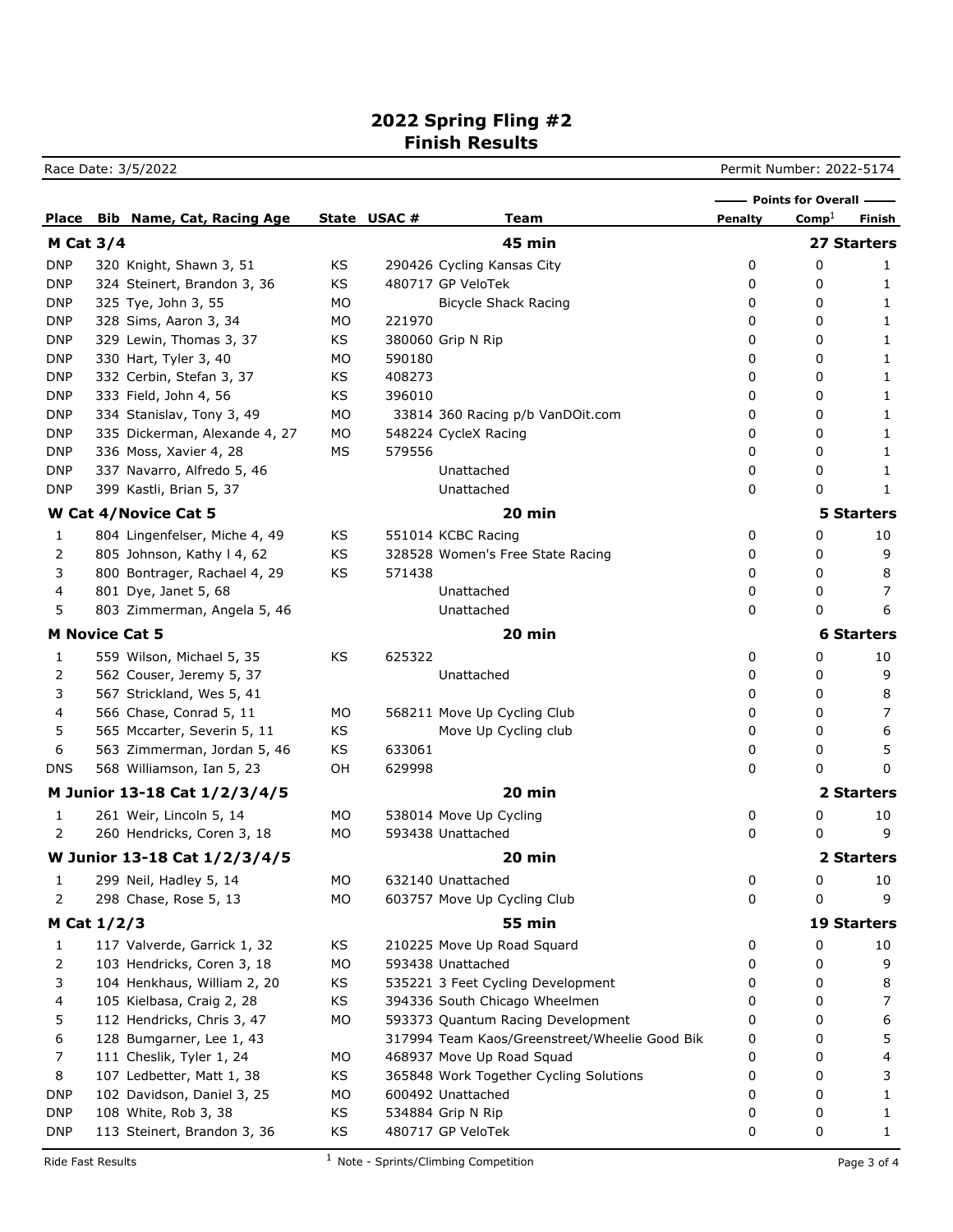## 2022 Spring Fling #2
## Finish Results

Race Date: 3/5/2022

Permit Number: 2022-5174

| Place | Bib | Name, Cat, Racing Age | State | USAC # | Team | Penalty | Comp[1] | Finish |
|---|---|---|---|---|---|---|---|---|
| | | | | | | Points for Overall | | |
| **M Cat 3/4** | | | | | **45 min** | | | **27 Starters** |
| DNP | 320 | Knight, Shawn 3, 51 | KS | 290426 | Cycling Kansas City | 0 | 0 | 1 |
| DNP | 324 | Steinert, Brandon 3, 36 | KS | 480717 | GP VeloTek | 0 | 0 | 1 |
| DNP | 325 | Tye, John 3, 55 | MO | | Bicycle Shack Racing | 0 | 0 | 1 |
| DNP | 328 | Sims, Aaron 3, 34 | MO | 221970 | | 0 | 0 | 1 |
| DNP | 329 | Lewin, Thomas 3, 37 | KS | 380060 | Grip N Rip | 0 | 0 | 1 |
| DNP | 330 | Hart, Tyler 3, 40 | MO | 590180 | | 0 | 0 | 1 |
| DNP | 332 | Cerbin, Stefan 3, 37 | KS | 408273 | | 0 | 0 | 1 |
| DNP | 333 | Field, John 4, 56 | KS | 396010 | | 0 | 0 | 1 |
| DNP | 334 | Stanislav, Tony 3, 49 | MO | 33814 | 360 Racing p/b VanDOit.com | 0 | 0 | 1 |
| DNP | 335 | Dickerman, Alexande 4, 27 | MO | 548224 | CycleX Racing | 0 | 0 | 1 |
| DNP | 336 | Moss, Xavier 4, 28 | MS | 579556 | | 0 | 0 | 1 |
| DNP | 337 | Navarro, Alfredo 5, 46 | | | Unattached | 0 | 0 | 1 |
| DNP | 399 | Kastli, Brian 5, 37 | | | Unattached | 0 | 0 | 1 |
| **W Cat 4/Novice Cat 5** | | | | | **20 min** | | | **5 Starters** |
| 1 | 804 | Lingenfelser, Miche 4, 49 | KS | 551014 | KCBC Racing | 0 | 0 | 10 |
| 2 | 805 | Johnson, Kathy l 4, 62 | KS | 328528 | Women's Free State Racing | 0 | 0 | 9 |
| 3 | 800 | Bontrager, Rachael 4, 29 | KS | 571438 | | 0 | 0 | 8 |
| 4 | 801 | Dye, Janet 5, 68 | | | Unattached | 0 | 0 | 7 |
| 5 | 803 | Zimmerman, Angela 5, 46 | | | Unattached | 0 | 0 | 6 |
| **M Novice Cat 5** | | | | | **20 min** | | | **6 Starters** |
| 1 | 559 | Wilson, Michael 5, 35 | KS | 625322 | | 0 | 0 | 10 |
| 2 | 562 | Couser, Jeremy 5, 37 | | | Unattached | 0 | 0 | 9 |
| 3 | 567 | Strickland, Wes 5, 41 | | | | 0 | 0 | 8 |
| 4 | 566 | Chase, Conrad 5, 11 | MO | 568211 | Move Up Cycling Club | 0 | 0 | 7 |
| 5 | 565 | Mccarter, Severin 5, 11 | KS | | Move Up Cycling club | 0 | 0 | 6 |
| 6 | 563 | Zimmerman, Jordan 5, 46 | KS | 633061 | | 0 | 0 | 5 |
| DNS | 568 | Williamson, Ian 5, 23 | OH | 629998 | | 0 | 0 | 0 |
| **M Junior 13-18 Cat 1/2/3/4/5** | | | | | **20 min** | | | **2 Starters** |
| 1 | 261 | Weir, Lincoln 5, 14 | MO | 538014 | Move Up Cycling | 0 | 0 | 10 |
| 2 | 260 | Hendricks, Coren 3, 18 | MO | 593438 | Unattached | 0 | 0 | 9 |
| **W Junior 13-18 Cat 1/2/3/4/5** | | | | | **20 min** | | | **2 Starters** |
| 1 | 299 | Neil, Hadley 5, 14 | MO | 632140 | Unattached | 0 | 0 | 10 |
| 2 | 298 | Chase, Rose 5, 13 | MO | 603757 | Move Up Cycling Club | 0 | 0 | 9 |
| **M Cat 1/2/3** | | | | | **55 min** | | | **19 Starters** |
| 1 | 117 | Valverde, Garrick 1, 32 | KS | 210225 | Move Up Road Squard | 0 | 0 | 10 |
| 2 | 103 | Hendricks, Coren 3, 18 | MO | 593438 | Unattached | 0 | 0 | 9 |
| 3 | 104 | Henkhaus, William 2, 20 | KS | 535221 | 3 Feet Cycling Development | 0 | 0 | 8 |
| 4 | 105 | Kielbasa, Craig 2, 28 | KS | 394336 | South Chicago Wheelmen | 0 | 0 | 7 |
| 5 | 112 | Hendricks, Chris 3, 47 | MO | 593373 | Quantum Racing Development | 0 | 0 | 6 |
| 6 | 128 | Bumgarner, Lee 1, 43 | | 317994 | Team Kaos/Greenstreet/Wheelie Good Bik | 0 | 0 | 5 |
| 7 | 111 | Cheslik, Tyler 1, 24 | MO | 468937 | Move Up Road Squad | 0 | 0 | 4 |
| 8 | 107 | Ledbetter, Matt 1, 38 | KS | 365848 | Work Together Cycling Solutions | 0 | 0 | 3 |
| DNP | 102 | Davidson, Daniel 3, 25 | MO | 600492 | Unattached | 0 | 0 | 1 |
| DNP | 108 | White, Rob 3, 38 | KS | 534884 | Grip N Rip | 0 | 0 | 1 |
| DNP | 113 | Steinert, Brandon 3, 36 | KS | 480717 | GP VeloTek | 0 | 0 | 1 |

[1] Note - Sprints/Climbing Competition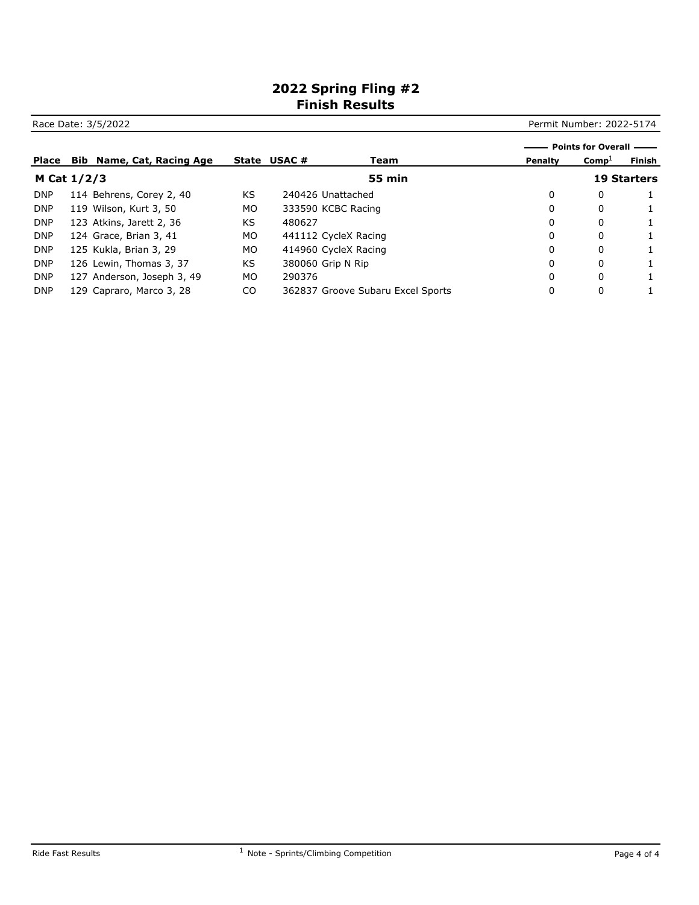# 2022 Spring Fling #2
## Finish Results

Race Date: 3/5/2022 | Permit Number: 2022-5174

| | | | | | | Points for Overall | | |
|---|---|---|---|---|---|---|---|---|
| Place | Bib | Name, Cat, Racing Age | State | USAC # | Team | Penalty | Comp[1] | Finish |
| **M Cat 1/2/3** | | | | | **55 min** | | | **19 Starters** |
| DNP | 114 | Behrens, Corey 2, 40 | KS | 240426 | Unattached | 0 | 0 | 1 |
| DNP | 119 | Wilson, Kurt 3, 50 | MO | 333590 | KCBC Racing | 0 | 0 | 1 |
| DNP | 123 | Atkins, Jarett 2, 36 | KS | 480627 | | 0 | 0 | 1 |
| DNP | 124 | Grace, Brian 3, 41 | MO | 441112 | CycleX Racing | 0 | 0 | 1 |
| DNP | 125 | Kukla, Brian 3, 29 | MO | 414960 | CycleX Racing | 0 | 0 | 1 |
| DNP | 126 | Lewin, Thomas 3, 37 | KS | 380060 | Grip N Rip | 0 | 0 | 1 |
| DNP | 127 | Anderson, Joseph 3, 49 | MO | 290376 | | 0 | 0 | 1 |
| DNP | 129 | Capraro, Marco 3, 28 | CO | 362837 | Groove Subaru Excel Sports | 0 | 0 | 1 |

Ride Fast Results

[1] Note - Sprints/Climbing Competition